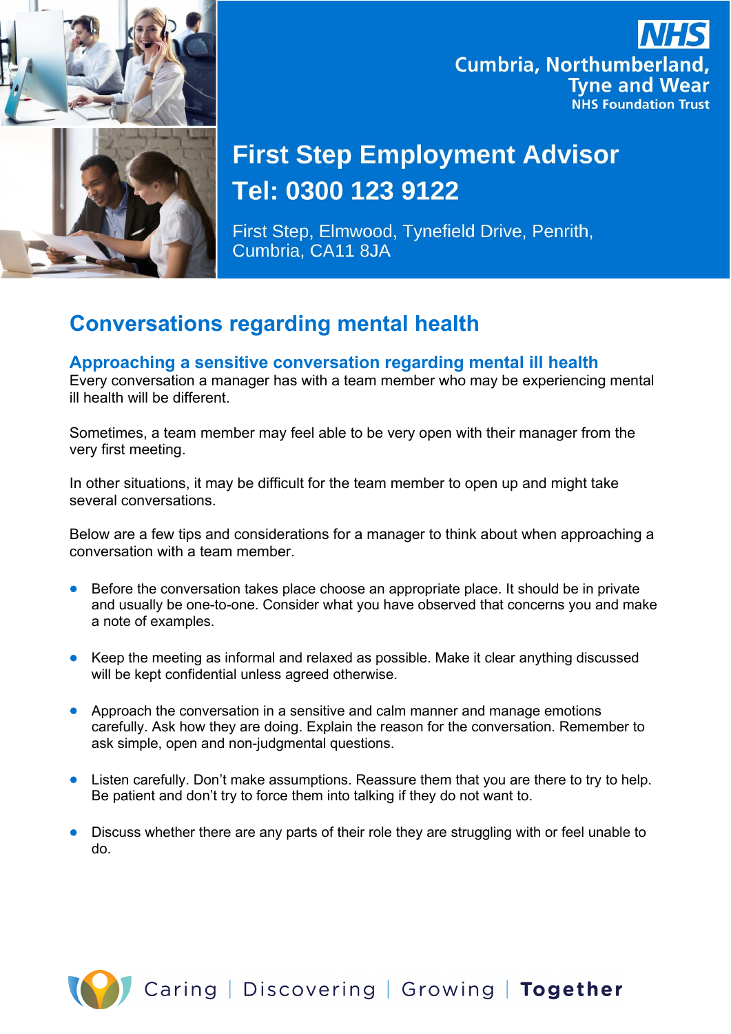**NHS**
**Cumbria, Northumberland, Tyne and Wear**
**NHS Foundation Trust**

# First Step Employment Advisor
# Tel: 0300 123 9122

First Step, Elmwood, Tynefield Drive, Penrith, Cumbria, CA11 8JA

## Conversations regarding mental health

### Approaching a sensitive conversation regarding mental ill health

Every conversation a manager has with a team member who may be experiencing mental ill health will be different.

Sometimes, a team member may feel able to be very open with their manager from the very first meeting.

In other situations, it may be difficult for the team member to open up and might take several conversations.

Below are a few tips and considerations for a manager to think about when approaching a conversation with a team member.

- Before the conversation takes place choose an appropriate place. It should be in private and usually be one-to-one. Consider what you have observed that concerns you and make a note of examples.

- Keep the meeting as informal and relaxed as possible. Make it clear anything discussed will be kept confidential unless agreed otherwise.

- Approach the conversation in a sensitive and calm manner and manage emotions carefully. Ask how they are doing. Explain the reason for the conversation. Remember to ask simple, open and non-judgmental questions.

- Listen carefully. Don't make assumptions. Reassure them that you are there to try to help. Be patient and don't try to force them into talking if they do not want to.

- Discuss whether there are any parts of their role they are struggling with or feel unable to do.

Caring | Discovering | Growing | **Together**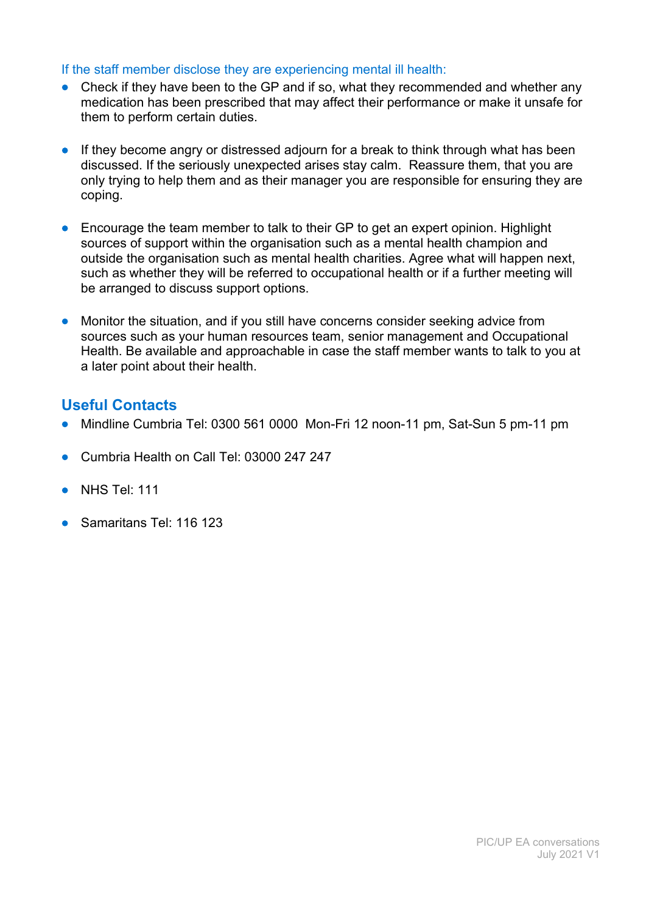### If the staff member disclose they are experiencing mental ill health:

- Check if they have been to the GP and if so, what they recommended and whether any medication has been prescribed that may affect their performance or make it unsafe for them to perform certain duties.

- If they become angry or distressed adjourn for a break to think through what has been discussed. If the seriously unexpected arises stay calm. Reassure them, that you are only trying to help them and as their manager you are responsible for ensuring they are coping.

- Encourage the team member to talk to their GP to get an expert opinion. Highlight sources of support within the organisation such as a mental health champion and outside the organisation such as mental health charities. Agree what will happen next, such as whether they will be referred to occupational health or if a further meeting will be arranged to discuss support options.

- Monitor the situation, and if you still have concerns consider seeking advice from sources such as your human resources team, senior management and Occupational Health. Be available and approachable in case the staff member wants to talk to you at a later point about their health.

## Useful Contacts

- Mindline Cumbria Tel: 0300 561 0000 Mon-Fri 12 noon-11 pm, Sat-Sun 5 pm-11 pm

- Cumbria Health on Call Tel: 03000 247 247

- NHS Tel: 111

- Samaritans Tel: 116 123